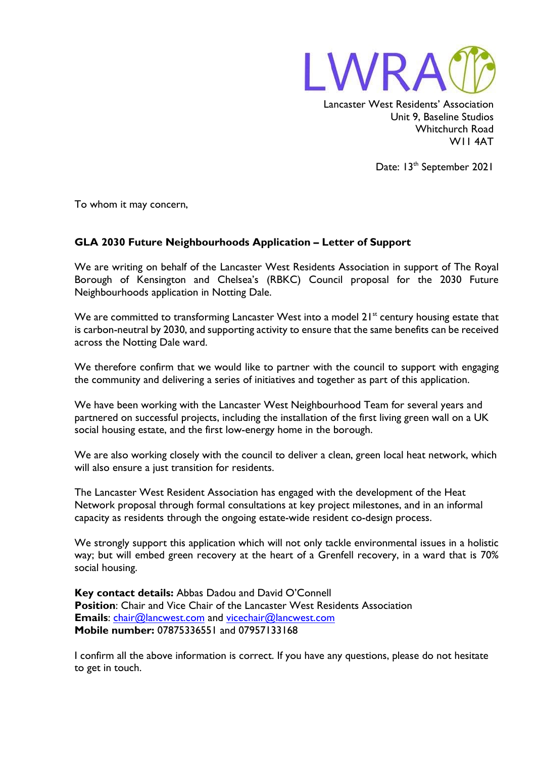LWRA

Lancaster West Residents' Association
Unit 9, Baseline Studios
Whitchurch Road
W11 4AT

Date: 13th September 2021

To whom it may concern,

**GLA 2030 Future Neighbourhoods Application – Letter of Support**

We are writing on behalf of the Lancaster West Residents Association in support of The Royal Borough of Kensington and Chelsea's (RBKC) Council proposal for the 2030 Future Neighbourhoods application in Notting Dale.

We are committed to transforming Lancaster West into a model 21st century housing estate that is carbon-neutral by 2030, and supporting activity to ensure that the same benefits can be received across the Notting Dale ward.

We therefore confirm that we would like to partner with the council to support with engaging the community and delivering a series of initiatives and together as part of this application.

We have been working with the Lancaster West Neighbourhood Team for several years and partnered on successful projects, including the installation of the first living green wall on a UK social housing estate, and the first low-energy home in the borough.

We are also working closely with the council to deliver a clean, green local heat network, which will also ensure a just transition for residents.

The Lancaster West Resident Association has engaged with the development of the Heat Network proposal through formal consultations at key project milestones, and in an informal capacity as residents through the ongoing estate-wide resident co-design process.

We strongly support this application which will not only tackle environmental issues in a holistic way; but will embed green recovery at the heart of a Grenfell recovery, in a ward that is 70% social housing.

**Key contact details:** Abbas Dadou and David O'Connell
**Position**: Chair and Vice Chair of the Lancaster West Residents Association
**Emails**: chair@lancwest.com and vicechair@lancwest.com
**Mobile number:** 07875336551 and 07957133168

I confirm all the above information is correct. If you have any questions, please do not hesitate to get in touch.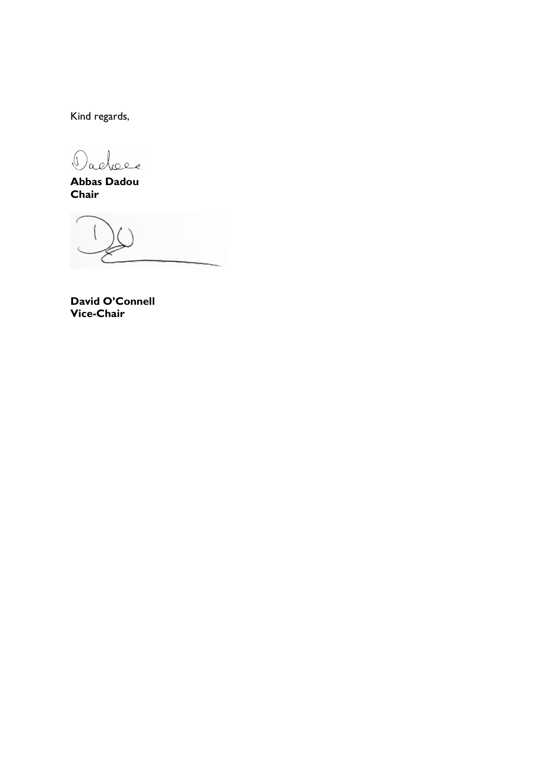Kind regards,

**Abbas Dadou**
**Chair**

**David O'Connell**
**Vice-Chair**